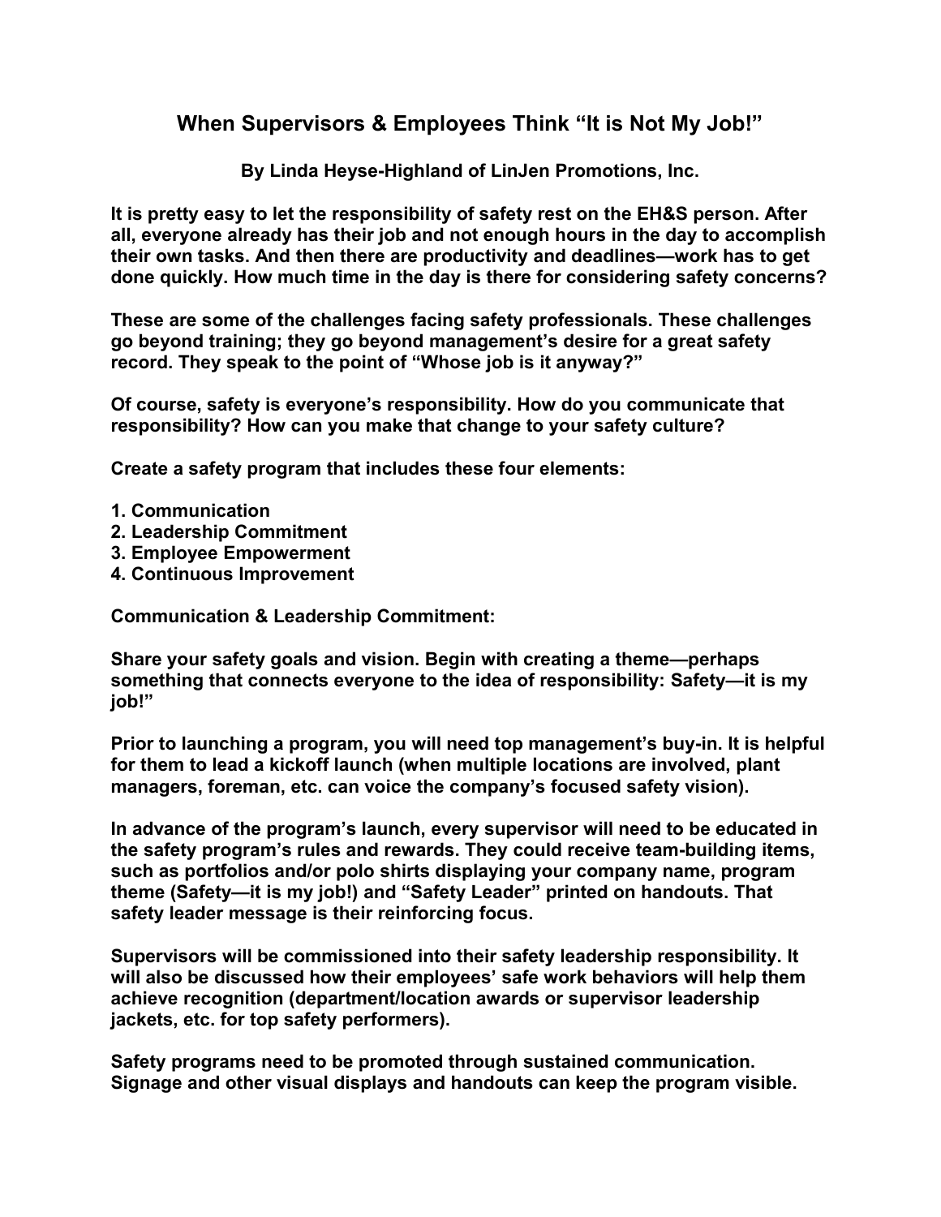# When Supervisors & Employees Think "It is Not My Job!"

**By Linda Heyse-Highland of LinJen Promotions, Inc.**

**It is pretty easy to let the responsibility of safety rest on the EH&S person. After all, everyone already has their job and not enough hours in the day to accomplish their own tasks. And then there are productivity and deadlines—work has to get done quickly. How much time in the day is there for considering safety concerns?**

**These are some of the challenges facing safety professionals. These challenges go beyond training; they go beyond management's desire for a great safety record. They speak to the point of "Whose job is it anyway?"**

**Of course, safety is everyone's responsibility. How do you communicate that responsibility? How can you make that change to your safety culture?**

**Create a safety program that includes these four elements:**

1. **Communication**
2. **Leadership Commitment**
3. **Employee Empowerment**
4. **Continuous Improvement**

**Communication & Leadership Commitment:**

**Share your safety goals and vision. Begin with creating a theme—perhaps something that connects everyone to the idea of responsibility: Safety—it is my job!"**

**Prior to launching a program, you will need top management's buy-in. It is helpful for them to lead a kickoff launch (when multiple locations are involved, plant managers, foreman, etc. can voice the company's focused safety vision).**

**In advance of the program's launch, every supervisor will need to be educated in the safety program's rules and rewards. They could receive team-building items, such as portfolios and/or polo shirts displaying your company name, program theme (Safety—it is my job!) and "Safety Leader" printed on handouts. That safety leader message is their reinforcing focus.**

**Supervisors will be commissioned into their safety leadership responsibility. It will also be discussed how their employees' safe work behaviors will help them achieve recognition (department/location awards or supervisor leadership jackets, etc. for top safety performers).**

**Safety programs need to be promoted through sustained communication. Signage and other visual displays and handouts can keep the program visible.**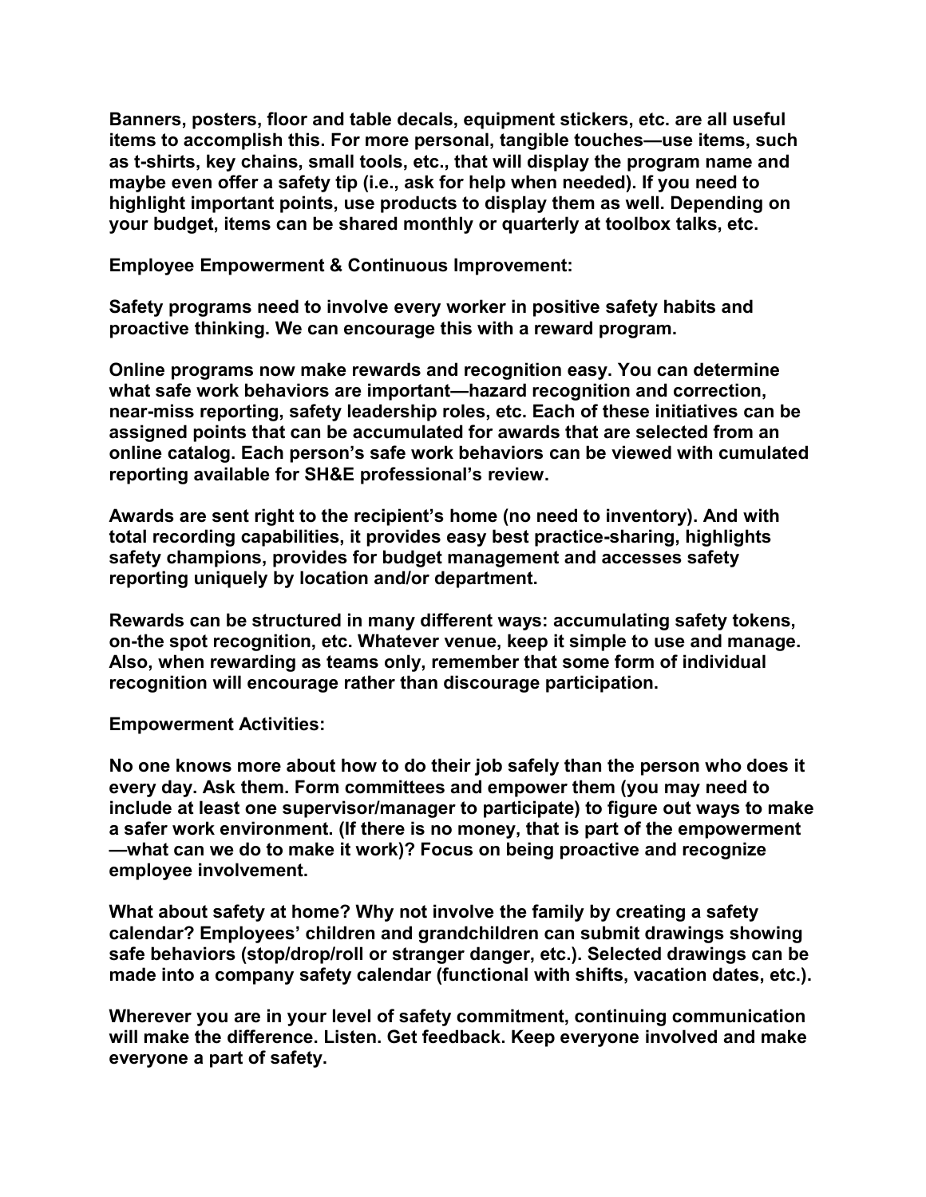**Banners, posters, floor and table decals, equipment stickers, etc. are all useful items to accomplish this. For more personal, tangible touches—use items, such as t-shirts, key chains, small tools, etc., that will display the program name and maybe even offer a safety tip (i.e., ask for help when needed). If you need to highlight important points, use products to display them as well. Depending on your budget, items can be shared monthly or quarterly at toolbox talks, etc.**

**Employee Empowerment & Continuous Improvement:**

**Safety programs need to involve every worker in positive safety habits and proactive thinking. We can encourage this with a reward program.**

**Online programs now make rewards and recognition easy. You can determine what safe work behaviors are important—hazard recognition and correction, near-miss reporting, safety leadership roles, etc. Each of these initiatives can be assigned points that can be accumulated for awards that are selected from an online catalog. Each person's safe work behaviors can be viewed with cumulated reporting available for SH&E professional's review.**

**Awards are sent right to the recipient's home (no need to inventory). And with total recording capabilities, it provides easy best practice-sharing, highlights safety champions, provides for budget management and accesses safety reporting uniquely by location and/or department.**

**Rewards can be structured in many different ways: accumulating safety tokens, on-the spot recognition, etc. Whatever venue, keep it simple to use and manage. Also, when rewarding as teams only, remember that some form of individual recognition will encourage rather than discourage participation.**

**Empowerment Activities:**

**No one knows more about how to do their job safely than the person who does it every day. Ask them. Form committees and empower them (you may need to include at least one supervisor/manager to participate) to figure out ways to make a safer work environment. (If there is no money, that is part of the empowerment —what can we do to make it work)? Focus on being proactive and recognize employee involvement.**

**What about safety at home? Why not involve the family by creating a safety calendar? Employees' children and grandchildren can submit drawings showing safe behaviors (stop/drop/roll or stranger danger, etc.). Selected drawings can be made into a company safety calendar (functional with shifts, vacation dates, etc.).**

**Wherever you are in your level of safety commitment, continuing communication will make the difference. Listen. Get feedback. Keep everyone involved and make everyone a part of safety.**